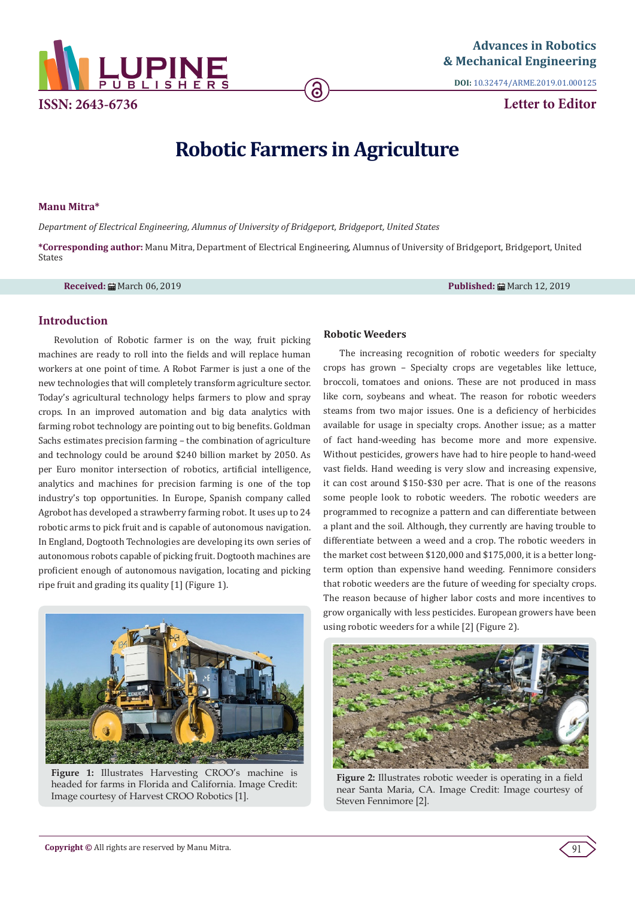# Robotic Farmers in Agriculture

**Manu Mitra***

*Department of Electrical Engineering, Alumnus of University of Bridgeport, Bridgeport, United States*

**\*Corresponding author:** Manu Mitra, Department of Electrical Engineering, Alumnus of University of Bridgeport, Bridgeport, United States

**Received:** March 06, 2019

**Published:** March 12, 2019

## Introduction

Revolution of Robotic farmer is on the way, fruit picking machines are ready to roll into the fields and will replace human workers at one point of time. A Robot Farmer is just a one of the new technologies that will completely transform agriculture sector. Today's agricultural technology helps farmers to plow and spray crops. In an improved automation and big data analytics with farming robot technology are pointing out to big benefits. Goldman Sachs estimates precision farming – the combination of agriculture and technology could be around $240 billion market by 2050. As per Euro monitor intersection of robotics, artificial intelligence, analytics and machines for precision farming is one of the top industry's top opportunities. In Europe, Spanish company called Agrobot has developed a strawberry farming robot. It uses up to 24 robotic arms to pick fruit and is capable of autonomous navigation. In England, Dogtooth Technologies are developing its own series of autonomous robots capable of picking fruit. Dogtooth machines are proficient enough of autonomous navigation, locating and picking ripe fruit and grading its quality [1] (Figure 1).

**Figure 1:** Illustrates Harvesting CROO's machine is headed for farms in Florida and California. Image Credit: Image courtesy of Harvest CROO Robotics [1].

### Robotic Weeders

The increasing recognition of robotic weeders for specialty crops has grown – Specialty crops are vegetables like lettuce, broccoli, tomatoes and onions. These are not produced in mass like corn, soybeans and wheat. The reason for robotic weeders steams from two major issues. One is a deficiency of herbicides available for usage in specialty crops. Another issue; as a matter of fact hand-weeding has become more and more expensive. Without pesticides, growers have had to hire people to hand-weed vast fields. Hand weeding is very slow and increasing expensive, it can cost around $150-$30 per acre. That is one of the reasons some people look to robotic weeders. The robotic weeders are programmed to recognize a pattern and can differentiate between a plant and the soil. Although, they currently are having trouble to differentiate between a weed and a crop. The robotic weeders in the market cost between $120,000 and $175,000, it is a better long-term option than expensive hand weeding. Fennimore considers that robotic weeders are the future of weeding for specialty crops. The reason because of higher labor costs and more incentives to grow organically with less pesticides. European growers have been using robotic weeders for a while [2] (Figure 2).

**Figure 2:** Illustrates robotic weeder is operating in a field near Santa Maria, CA. Image Credit: Image courtesy of Steven Fennimore [2].

**Copyright ©** All rights are reserved by Manu Mitra.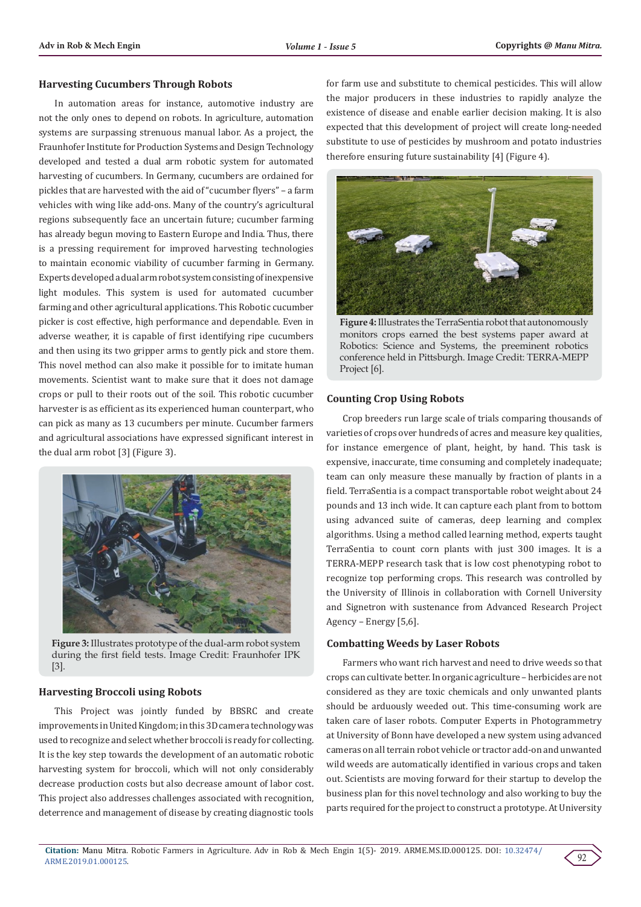### Harvesting Cucumbers Through Robots

In automation areas for instance, automotive industry are not the only ones to depend on robots. In agriculture, automation systems are surpassing strenuous manual labor. As a project, the Fraunhofer Institute for Production Systems and Design Technology developed and tested a dual arm robotic system for automated harvesting of cucumbers. In Germany, cucumbers are ordained for pickles that are harvested with the aid of "cucumber flyers" – a farm vehicles with wing like add-ons. Many of the country's agricultural regions subsequently face an uncertain future; cucumber farming has already begun moving to Eastern Europe and India. Thus, there is a pressing requirement for improved harvesting technologies to maintain economic viability of cucumber farming in Germany. Experts developed a dual arm robot system consisting of inexpensive light modules. This system is used for automated cucumber farming and other agricultural applications. This Robotic cucumber picker is cost effective, high performance and dependable. Even in adverse weather, it is capable of first identifying ripe cucumbers and then using its two gripper arms to gently pick and store them. This novel method can also make it possible for to imitate human movements. Scientist want to make sure that it does not damage crops or pull to their roots out of the soil. This robotic cucumber harvester is as efficient as its experienced human counterpart, who can pick as many as 13 cucumbers per minute. Cucumber farmers and agricultural associations have expressed significant interest in the dual arm robot [3] (Figure 3).

**Figure 3:** Illustrates prototype of the dual-arm robot system during the first field tests. Image Credit: Fraunhofer IPK [3].

### Harvesting Broccoli using Robots

This Project was jointly funded by BBSRC and create improvements in United Kingdom; in this 3D camera technology was used to recognize and select whether broccoli is ready for collecting. It is the key step towards the development of an automatic robotic harvesting system for broccoli, which will not only considerably decrease production costs but also decrease amount of labor cost. This project also addresses challenges associated with recognition, deterrence and management of disease by creating diagnostic tools for farm use and substitute to chemical pesticides. This will allow the major producers in these industries to rapidly analyze the existence of disease and enable earlier decision making. It is also expected that this development of project will create long-needed substitute to use of pesticides by mushroom and potato industries therefore ensuring future sustainability [4] (Figure 4).

**Figure 4:** Illustrates the TerraSentia robot that autonomously monitors crops earned the best systems paper award at Robotics: Science and Systems, the preeminent robotics conference held in Pittsburgh. Image Credit: TERRA-MEPP Project [6].

### Counting Crop Using Robots

Crop breeders run large scale of trials comparing thousands of varieties of crops over hundreds of acres and measure key qualities, for instance emergence of plant, height, by hand. This task is expensive, inaccurate, time consuming and completely inadequate; team can only measure these manually by fraction of plants in a field. TerraSentia is a compact transportable robot weight about 24 pounds and 13 inch wide. It can capture each plant from to bottom using advanced suite of cameras, deep learning and complex algorithms. Using a method called learning method, experts taught TerraSentia to count corn plants with just 300 images. It is a TERRA-MEPP research task that is low cost phenotyping robot to recognize top performing crops. This research was controlled by the University of Illinois in collaboration with Cornell University and Signetron with sustenance from Advanced Research Project Agency – Energy [5,6].

### Combatting Weeds by Laser Robots

Farmers who want rich harvest and need to drive weeds so that crops can cultivate better. In organic agriculture – herbicides are not considered as they are toxic chemicals and only unwanted plants should be arduously weeded out. This time-consuming work are taken care of laser robots. Computer Experts in Photogrammetry at University of Bonn have developed a new system using advanced cameras on all terrain robot vehicle or tractor add-on and unwanted wild weeds are automatically identified in various crops and taken out. Scientists are moving forward for their startup to develop the business plan for this novel technology and also working to buy the parts required for the project to construct a prototype. At University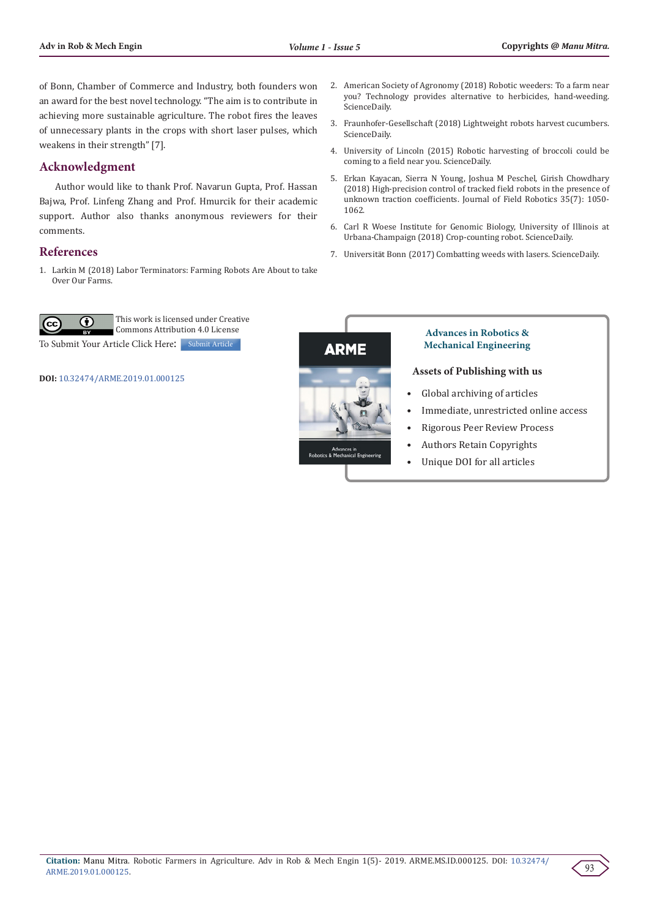of Bonn, Chamber of Commerce and Industry, both founders won an award for the best novel technology. "The aim is to contribute in achieving more sustainable agriculture. The robot fires the leaves of unnecessary plants in the crops with short laser pulses, which weakens in their strength" [7].

## Acknowledgment

Author would like to thank Prof. Navarun Gupta, Prof. Hassan Bajwa, Prof. Linfeng Zhang and Prof. Hmurcik for their academic support. Author also thanks anonymous reviewers for their comments.

## References

1. Larkin M (2018) Labor Terminators: Farming Robots Are About to take Over Our Farms.
2. American Society of Agronomy (2018) Robotic weeders: To a farm near you? Technology provides alternative to herbicides, hand-weeding. ScienceDaily.
3. Fraunhofer-Gesellschaft (2018) Lightweight robots harvest cucumbers. ScienceDaily.
4. University of Lincoln (2015) Robotic harvesting of broccoli could be coming to a field near you. ScienceDaily.
5. Erkan Kayacan, Sierra N Young, Joshua M Peschel, Girish Chowdhary (2018) High-precision control of tracked field robots in the presence of unknown traction coefficients. Journal of Field Robotics 35(7): 1050-1062.
6. Carl R Woese Institute for Genomic Biology, University of Illinois at Urbana-Champaign (2018) Crop-counting robot. ScienceDaily.
7. Universität Bonn (2017) Combatting weeds with lasers. ScienceDaily.

This work is licensed under Creative Commons Attribution 4.0 License

To Submit Your Article Click Here: Submit Article

**DOI:** 10.32474/ARME.2019.01.000125

**Advances in Robotics & Mechanical Engineering**

**Assets of Publishing with us**

- Global archiving of articles
- Immediate, unrestricted online access
- Rigorous Peer Review Process
- Authors Retain Copyrights
- Unique DOI for all articles

**Citation:** Manu Mitra. Robotic Farmers in Agriculture. Adv in Rob & Mech Engin 1(5)- 2019. ARME.MS.ID.000125. DOI: 10.32474/ARME.2019.01.000125.